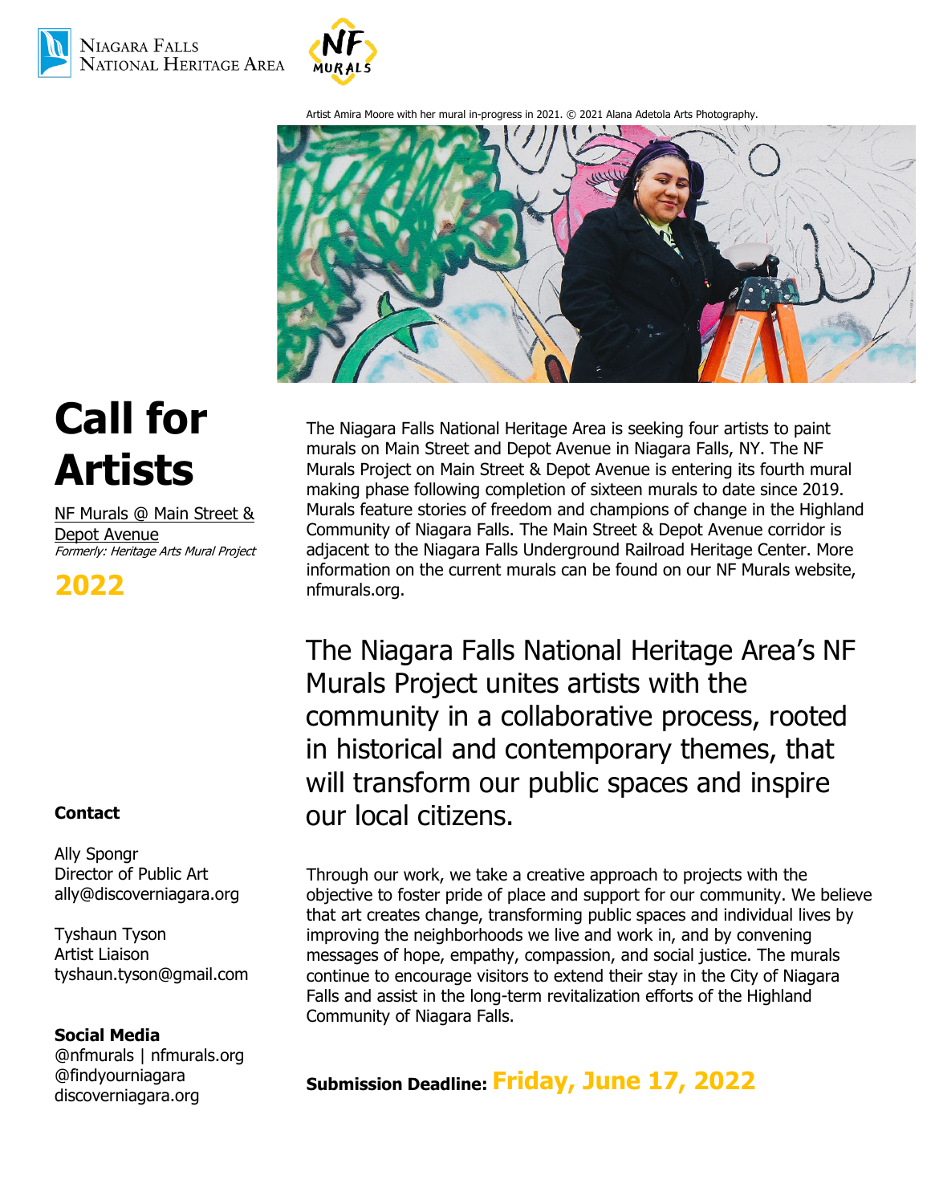Niagara Falls National Heritage Area

NF Murals

Artist Amira Moore with her mural in-progress in 2021. © 2021 Alana Adetola Arts Photography.

# Call for Artists

NF Murals @ Main Street & Depot Avenue

*Formerly: Heritage Arts Mural Project*

## 2022

The Niagara Falls National Heritage Area is seeking four artists to paint murals on Main Street and Depot Avenue in Niagara Falls, NY. The NF Murals Project on Main Street & Depot Avenue is entering its fourth mural making phase following completion of sixteen murals to date since 2019. Murals feature stories of freedom and champions of change in the Highland Community of Niagara Falls. The Main Street & Depot Avenue corridor is adjacent to the Niagara Falls Underground Railroad Heritage Center. More information on the current murals can be found on our NF Murals website, nfmurals.org.

The Niagara Falls National Heritage Area's NF Murals Project unites artists with the community in a collaborative process, rooted in historical and contemporary themes, that will transform our public spaces and inspire our local citizens.

Through our work, we take a creative approach to projects with the objective to foster pride of place and support for our community. We believe that art creates change, transforming public spaces and individual lives by improving the neighborhoods we live and work in, and by convening messages of hope, empathy, compassion, and social justice. The murals continue to encourage visitors to extend their stay in the City of Niagara Falls and assist in the long-term revitalization efforts of the Highland Community of Niagara Falls.

**Submission Deadline: Friday, June 17, 2022**

**Contact**

Ally Spongr
Director of Public Art
ally@discoverniagara.org

Tyshaun Tyson
Artist Liaison
tyshaun.tyson@gmail.com

**Social Media**

@nfmurals | nfmurals.org
@findyourniagara
discoverniagara.org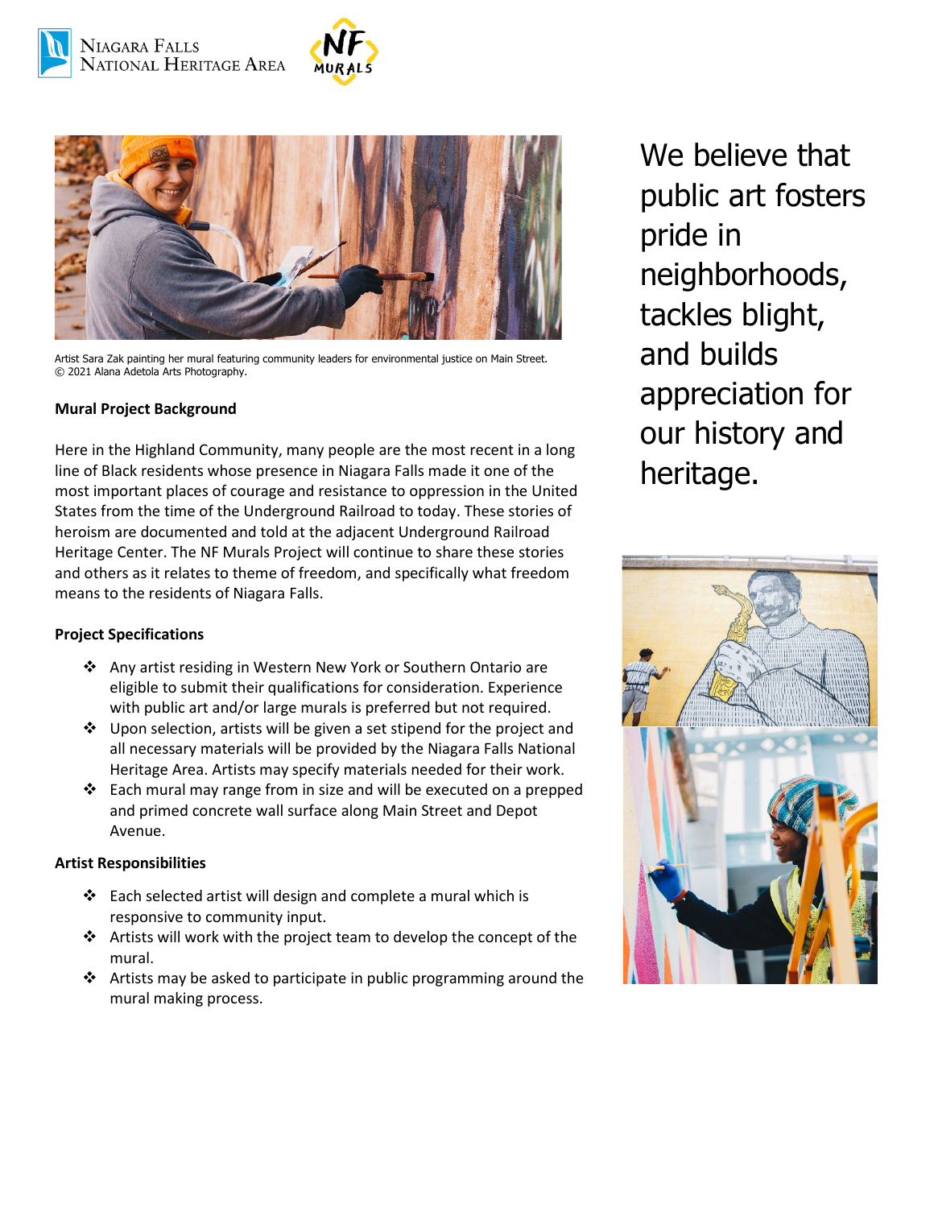Niagara Falls National Heritage Area

NF Murals

Artist Sara Zak painting her mural featuring community leaders for environmental justice on Main Street.
© 2021 Alana Adetola Arts Photography.

We believe that public art fosters pride in neighborhoods, tackles blight, and builds appreciation for our history and heritage.

**Mural Project Background**

Here in the Highland Community, many people are the most recent in a long line of Black residents whose presence in Niagara Falls made it one of the most important places of courage and resistance to oppression in the United States from the time of the Underground Railroad to today. These stories of heroism are documented and told at the adjacent Underground Railroad Heritage Center. The NF Murals Project will continue to share these stories and others as it relates to theme of freedom, and specifically what freedom means to the residents of Niagara Falls.

**Project Specifications**

- Any artist residing in Western New York or Southern Ontario are eligible to submit their qualifications for consideration. Experience with public art and/or large murals is preferred but not required.
- Upon selection, artists will be given a set stipend for the project and all necessary materials will be provided by the Niagara Falls National Heritage Area. Artists may specify materials needed for their work.
- Each mural may range from in size and will be executed on a prepped and primed concrete wall surface along Main Street and Depot Avenue.

**Artist Responsibilities**

- Each selected artist will design and complete a mural which is responsive to community input.
- Artists will work with the project team to develop the concept of the mural.
- Artists may be asked to participate in public programming around the mural making process.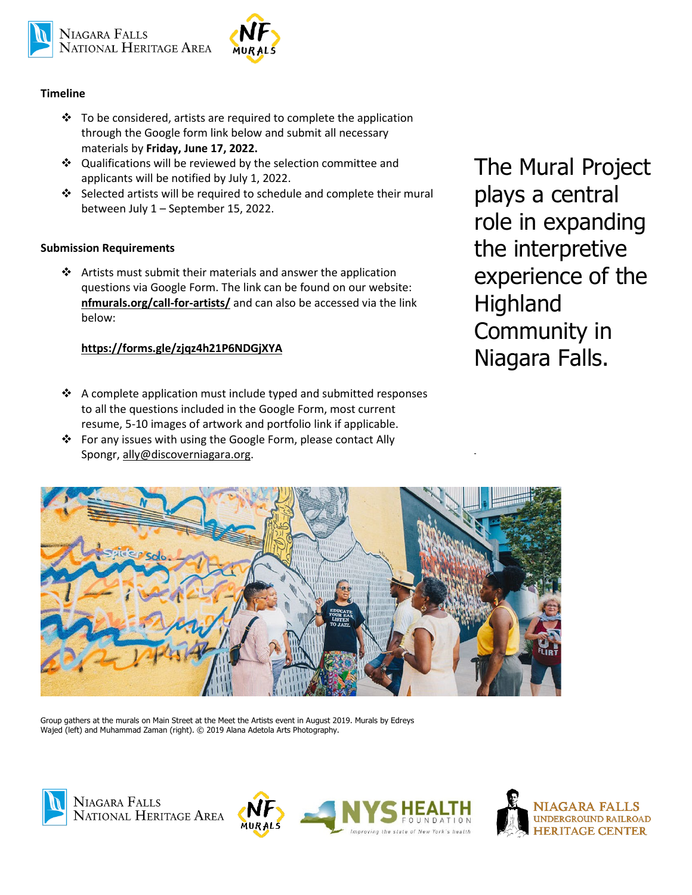### Timeline

- To be considered, artists are required to complete the application through the Google form link below and submit all necessary materials by **Friday, June 17, 2022.**
- Qualifications will be reviewed by the selection committee and applicants will be notified by July 1, 2022.
- Selected artists will be required to schedule and complete their mural between July 1 – September 15, 2022.

### Submission Requirements

- Artists must submit their materials and answer the application questions via Google Form. The link can be found on our website: **nfmurals.org/call-for-artists/** and can also be accessed via the link below:

  **https://forms.gle/zjqz4h21P6NDGjXYA**

- A complete application must include typed and submitted responses to all the questions included in the Google Form, most current resume, 5-10 images of artwork and portfolio link if applicable.
- For any issues with using the Google Form, please contact Ally Spongr, ally@discoverniagara.org.

The Mural Project plays a central role in expanding the interpretive experience of the Highland Community in Niagara Falls.

Group gathers at the murals on Main Street at the Meet the Artists event in August 2019. Murals by Edreys Wajed (left) and Muhammad Zaman (right). © 2019 Alana Adetola Arts Photography.